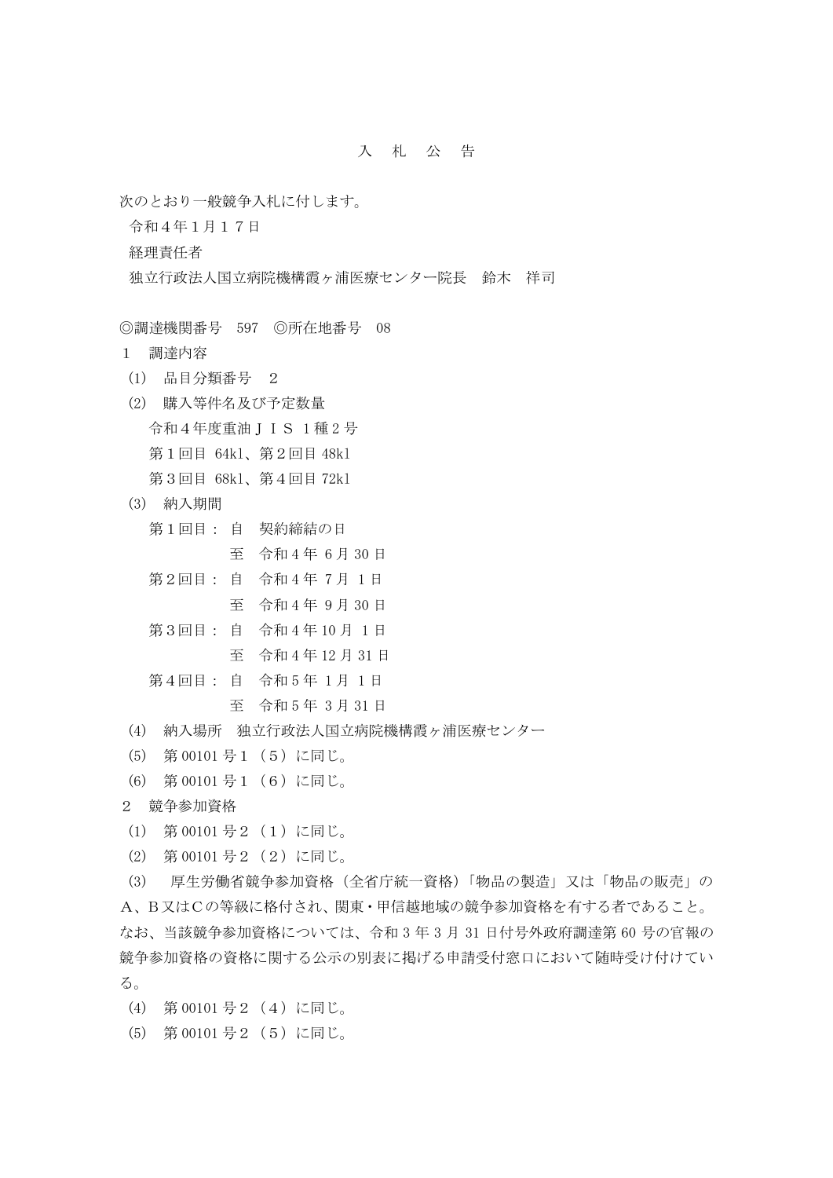# 入　札　公　告

次のとおり一般競争入札に付します。

令和４年１月１７日

経理責任者

独立行政法人国立病院機構霞ヶ浦医療センター院長　鈴木　祥司

◎調達機関番号　597　◎所在地番号　08

１　調達内容

（1）　品目分類番号　２

（2）　購入等件名及び予定数量

令和４年度重油ＪＩＳ １種２号

第１回目 64kl、第２回目 48kl

第３回目 68kl、第４回目 72kl

（3）　納入期間

第１回目：自　契約締結の日
　　　　　至　令和４年 6 月 30 日

第２回目：自　令和４年 7 月 1 日
　　　　　至　令和４年 9 月 30 日

第３回目：自　令和４年 10 月 1 日
　　　　　至　令和４年 12 月 31 日

第４回目：自　令和５年 1 月 1 日
　　　　　至　令和５年 3 月 31 日

（4）　納入場所　独立行政法人国立病院機構霞ヶ浦医療センター

（5）　第 00101 号１（５）に同じ。

（6）　第 00101 号１（６）に同じ。

２　競争参加資格

（1）　第 00101 号２（１）に同じ。

（2）　第 00101 号２（２）に同じ。

（3）　厚生労働省競争参加資格（全省庁統一資格）「物品の製造」又は「物品の販売」のＡ、Ｂ又はＣの等級に格付され、関東・甲信越地域の競争参加資格を有する者であること。なお、当該競争参加資格については、令和 3 年 3 月 31 日付号外政府調達第 60 号の官報の競争参加資格の資格に関する公示の別表に掲げる申請受付窓口において随時受け付けている。

（4）　第 00101 号２（４）に同じ。

（5）　第 00101 号２（５）に同じ。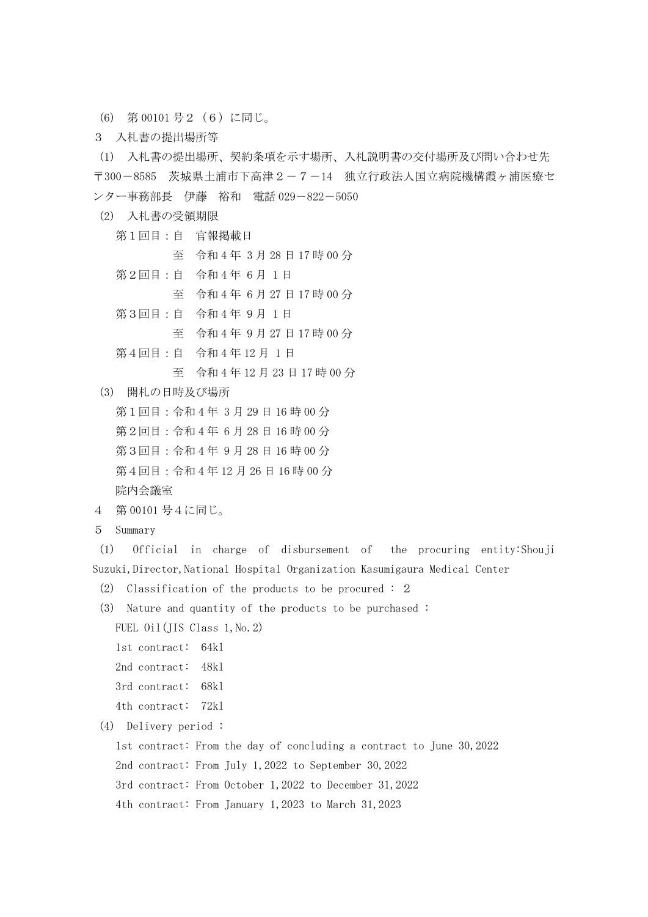(6)　第 00101 号２（６）に同じ。

３　入札書の提出場所等

(1)　入札書の提出場所、契約条項を示す場所、入札説明書の交付場所及び問い合わせ先　〒300－8585　茨城県土浦市下高津２－７－14　独立行政法人国立病院機構霞ヶ浦医療センター事務部長　伊藤　裕和　電話 029－822－5050

(2)　入札書の受領期限

第１回目：自　官報掲載日
　　　　　至　令和 4 年 3 月 28 日 17 時 00 分

第２回目：自　令和 4 年 6 月 1 日
　　　　　至　令和 4 年 6 月 27 日 17 時 00 分

第３回目：自　令和 4 年 9 月 1 日
　　　　　至　令和 4 年 9 月 27 日 17 時 00 分

第４回目：自　令和 4 年 12 月 1 日
　　　　　至　令和 4 年 12 月 23 日 17 時 00 分

(3)　開札の日時及び場所

第１回目：令和 4 年 3 月 29 日 16 時 00 分
第２回目：令和 4 年 6 月 28 日 16 時 00 分
第３回目：令和 4 年 9 月 28 日 16 時 00 分
第４回目：令和 4 年 12 月 26 日 16 時 00 分
院内会議室

４　第 00101 号４に同じ。

５　Summary

(1)　Official in charge of disbursement of the procuring entity:Shouji Suzuki,Director,National Hospital Organization Kasumigaura Medical Center

(2)　Classification of the products to be procured : ２

(3)　Nature and quantity of the products to be purchased :

FUEL Oil(JIS Class 1,No.2)
1st contract: 64kl
2nd contract: 48kl
3rd contract: 68kl
4th contract: 72kl

(4)　Delivery period :

1st contract: From the day of concluding a contract to June 30,2022
2nd contract: From July 1,2022 to September 30,2022
3rd contract: From October 1,2022 to December 31,2022
4th contract: From January 1,2023 to March 31,2023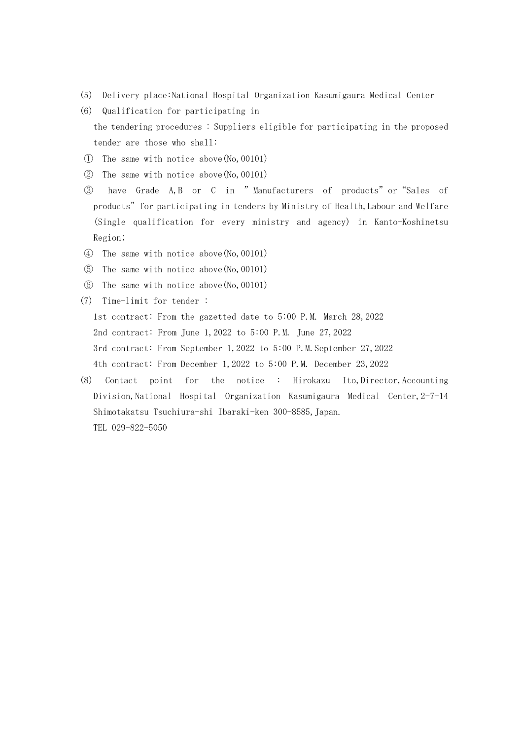(5) Delivery place:National Hospital Organization Kasumigaura Medical Center

(6) Qualification for participating in the tendering procedures : Suppliers eligible for participating in the proposed tender are those who shall:

① The same with notice above(No,00101)

② The same with notice above(No,00101)

③ have Grade A,B or C in ”Manufacturers of products”or“Sales of products”for participating in tenders by Ministry of Health,Labour and Welfare (Single qualification for every ministry and agency) in Kanto-Koshinetsu Region;

④ The same with notice above(No,00101)

⑤ The same with notice above(No,00101)

⑥ The same with notice above(No,00101)

(7) Time-limit for tender :

1st contract: From the gazetted date to 5:00 P.M. March 28,2022

2nd contract: From June 1,2022 to 5:00 P.M. June 27,2022

3rd contract: From September 1,2022 to 5:00 P.M.September 27,2022

4th contract: From December 1,2022 to 5:00 P.M. December 23,2022

(8) Contact point for the notice : Hirokazu Ito,Director,Accounting Division,National Hospital Organization Kasumigaura Medical Center,2-7-14 Shimotakatsu Tsuchiura-shi Ibaraki-ken 300-8585,Japan.

TEL 029-822-5050